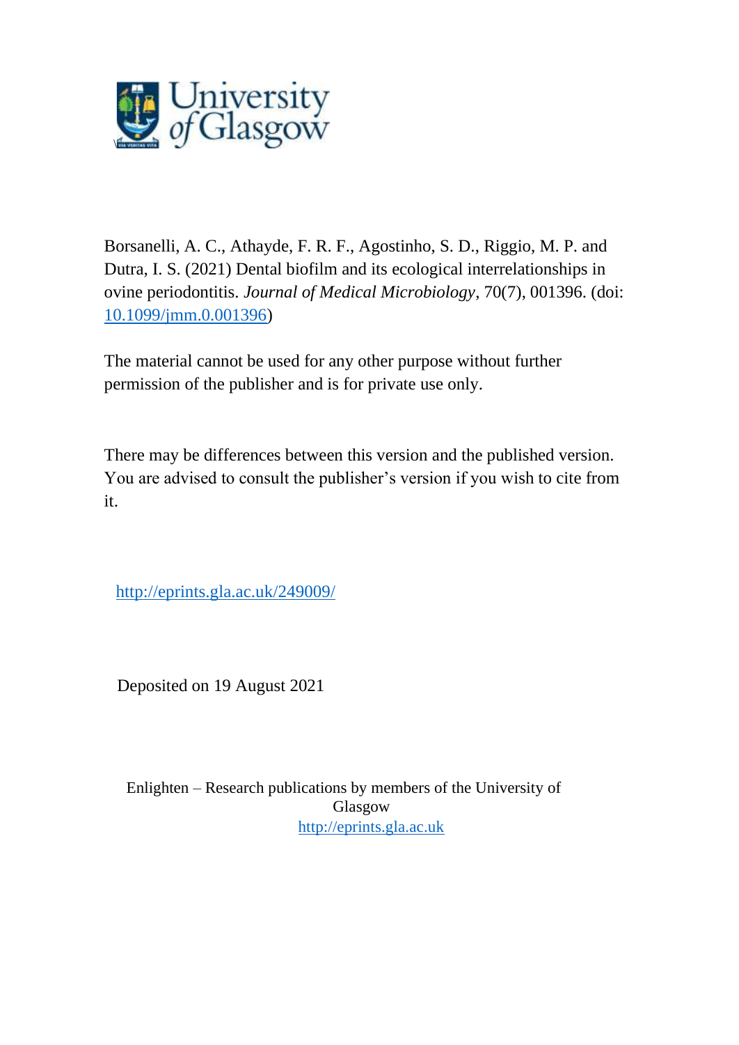Borsanelli, A. C., Athayde, F. R. F., Agostinho, S. D., Riggio, M. P. and Dutra, I. S. (2021) Dental biofilm and its ecological interrelationships in ovine periodontitis. *Journal of Medical Microbiology*, 70(7), 001396. (doi: [10.1099/jmm.0.001396](http://dx.doi.org/10.1099/jmm.0.001396))

The material cannot be used for any other purpose without further permission of the publisher and is for private use only.

There may be differences between this version and the published version. You are advised to consult the publisher's version if you wish to cite from it.

http://eprints.gla.ac.uk/249009/

Deposited on 19 August 2021

Enlighten – Research publications by members of the University of Glasgow
http://eprints.gla.ac.uk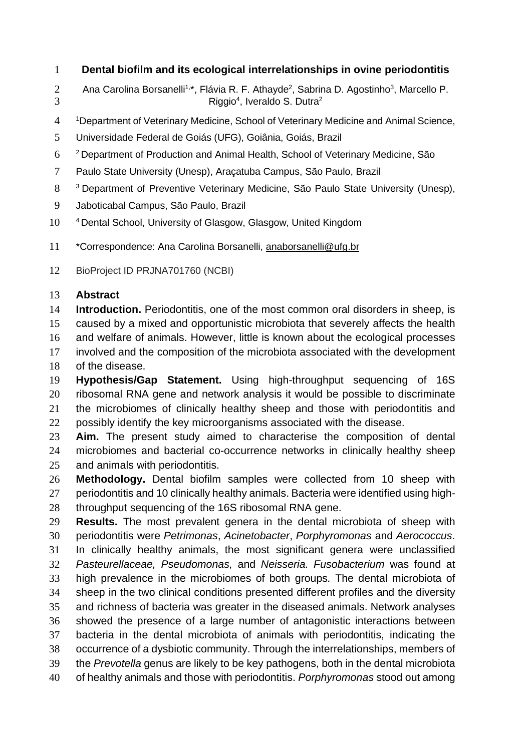# Dental biofilm and its ecological interrelationships in ovine periodontitis

Ana Carolina Borsanelli[1,*], Flávia R. F. Athayde[2], Sabrina D. Agostinho[3], Marcello P. Riggio[4], Iveraldo S. Dutra[2]

[1]Department of Veterinary Medicine, School of Veterinary Medicine and Animal Science, Universidade Federal de Goiás (UFG), Goiânia, Goiás, Brazil

[2] Department of Production and Animal Health, School of Veterinary Medicine, São Paulo State University (Unesp), Araçatuba Campus, São Paulo, Brazil

[3] Department of Preventive Veterinary Medicine, São Paulo State University (Unesp), Jaboticabal Campus, São Paulo, Brazil

[4] Dental School, University of Glasgow, Glasgow, United Kingdom

*Correspondence: Ana Carolina Borsanelli, anaborsanelli@ufg.br

BioProject ID PRJNA701760 (NCBI)

## Abstract

**Introduction.** Periodontitis, one of the most common oral disorders in sheep, is caused by a mixed and opportunistic microbiota that severely affects the health and welfare of animals. However, little is known about the ecological processes involved and the composition of the microbiota associated with the development of the disease.

**Hypothesis/Gap Statement.** Using high-throughput sequencing of 16S ribosomal RNA gene and network analysis it would be possible to discriminate the microbiomes of clinically healthy sheep and those with periodontitis and possibly identify the key microorganisms associated with the disease.

**Aim.** The present study aimed to characterise the composition of dental microbiomes and bacterial co-occurrence networks in clinically healthy sheep and animals with periodontitis.

**Methodology.** Dental biofilm samples were collected from 10 sheep with periodontitis and 10 clinically healthy animals. Bacteria were identified using high-throughput sequencing of the 16S ribosomal RNA gene.

**Results.** The most prevalent genera in the dental microbiota of sheep with periodontitis were *Petrimonas*, *Acinetobacter*, *Porphyromonas* and *Aerococcus*. In clinically healthy animals, the most significant genera were unclassified *Pasteurellaceae, Pseudomonas,* and *Neisseria. Fusobacterium* was found at high prevalence in the microbiomes of both groups*.* The dental microbiota of sheep in the two clinical conditions presented different profiles and the diversity and richness of bacteria was greater in the diseased animals. Network analyses showed the presence of a large number of antagonistic interactions between bacteria in the dental microbiota of animals with periodontitis, indicating the occurrence of a dysbiotic community. Through the interrelationships, members of the *Prevotella* genus are likely to be key pathogens, both in the dental microbiota of healthy animals and those with periodontitis. *Porphyromonas* stood out among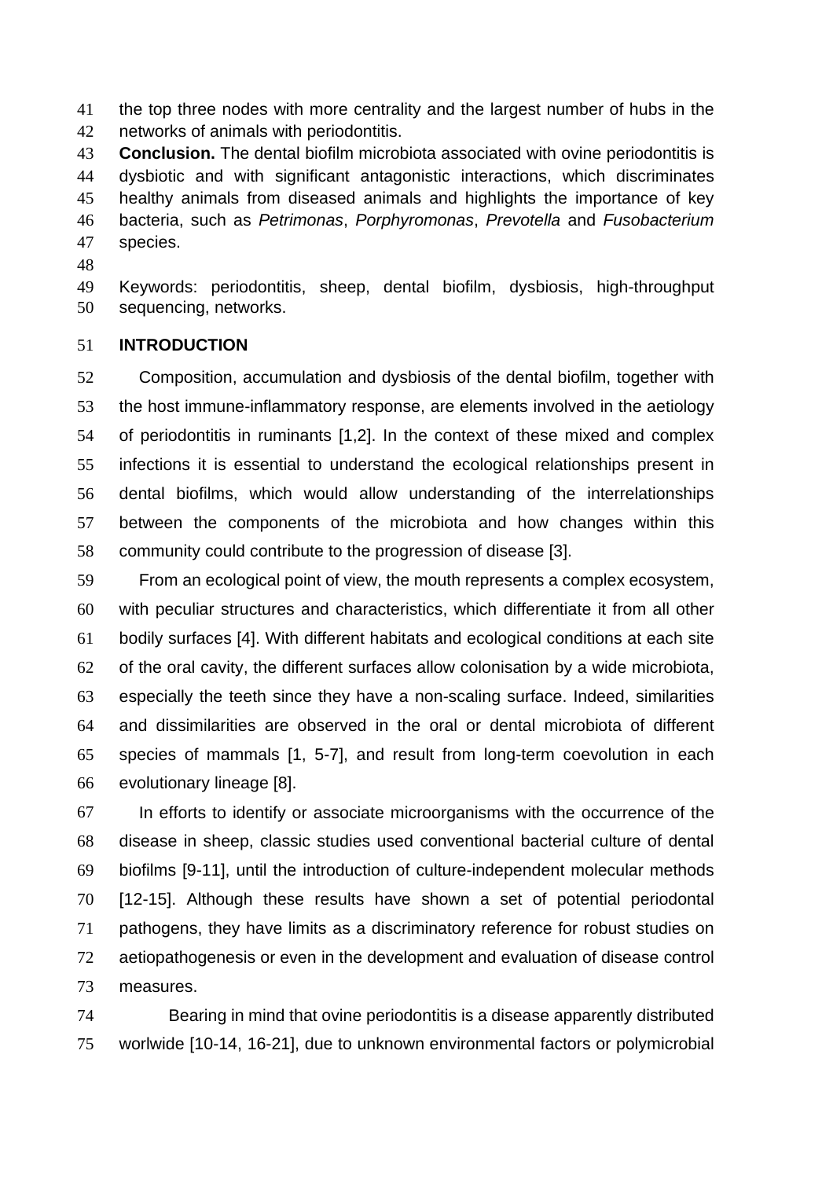the top three nodes with more centrality and the largest number of hubs in the networks of animals with periodontitis.

**Conclusion.** The dental biofilm microbiota associated with ovine periodontitis is dysbiotic and with significant antagonistic interactions, which discriminates healthy animals from diseased animals and highlights the importance of key bacteria, such as *Petrimonas*, *Porphyromonas*, *Prevotella* and *Fusobacterium* species.

Keywords: periodontitis, sheep, dental biofilm, dysbiosis, high-throughput sequencing, networks.

## INTRODUCTION

Composition, accumulation and dysbiosis of the dental biofilm, together with the host immune-inflammatory response, are elements involved in the aetiology of periodontitis in ruminants [1,2]. In the context of these mixed and complex infections it is essential to understand the ecological relationships present in dental biofilms, which would allow understanding of the interrelationships between the components of the microbiota and how changes within this community could contribute to the progression of disease [3].

From an ecological point of view, the mouth represents a complex ecosystem, with peculiar structures and characteristics, which differentiate it from all other bodily surfaces [4]. With different habitats and ecological conditions at each site of the oral cavity, the different surfaces allow colonisation by a wide microbiota, especially the teeth since they have a non-scaling surface. Indeed, similarities and dissimilarities are observed in the oral or dental microbiota of different species of mammals [1, 5-7], and result from long-term coevolution in each evolutionary lineage [8].

In efforts to identify or associate microorganisms with the occurrence of the disease in sheep, classic studies used conventional bacterial culture of dental biofilms [9-11], until the introduction of culture-independent molecular methods [12-15]. Although these results have shown a set of potential periodontal pathogens, they have limits as a discriminatory reference for robust studies on aetiopathogenesis or even in the development and evaluation of disease control measures.

Bearing in mind that ovine periodontitis is a disease apparently distributed worlwide [10-14, 16-21], due to unknown environmental factors or polymicrobial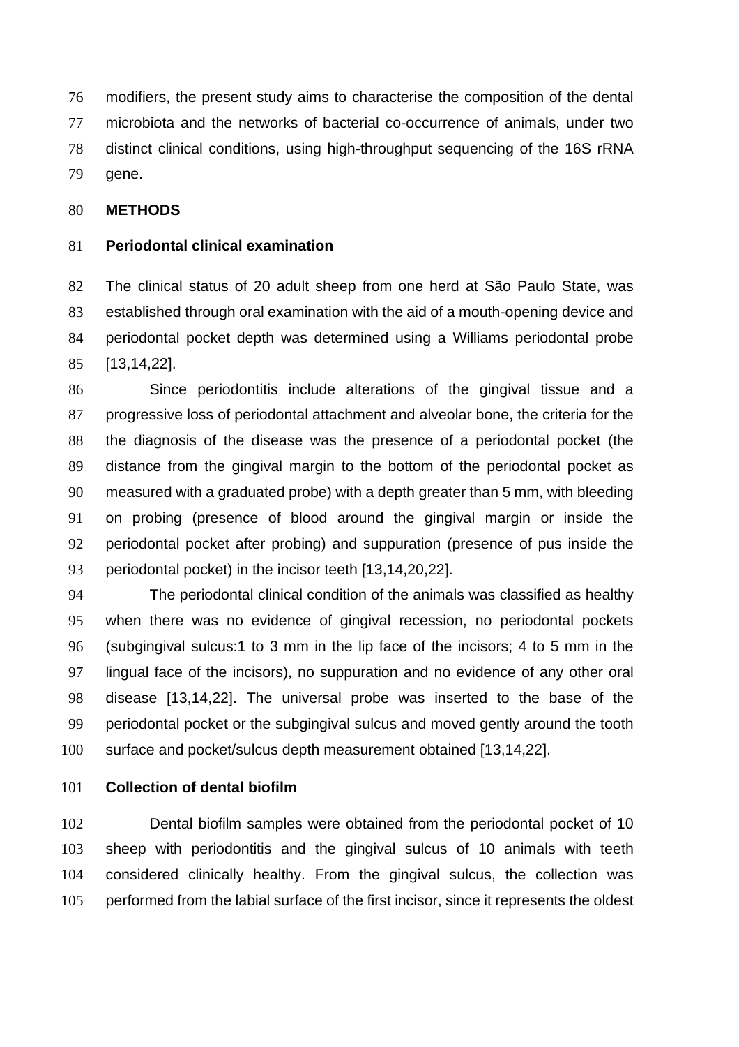modifiers, the present study aims to characterise the composition of the dental microbiota and the networks of bacterial co-occurrence of animals, under two distinct clinical conditions, using high-throughput sequencing of the 16S rRNA gene.

## METHODS

### Periodontal clinical examination

The clinical status of 20 adult sheep from one herd at São Paulo State, was established through oral examination with the aid of a mouth-opening device and periodontal pocket depth was determined using a Williams periodontal probe [13,14,22].

Since periodontitis include alterations of the gingival tissue and a progressive loss of periodontal attachment and alveolar bone, the criteria for the the diagnosis of the disease was the presence of a periodontal pocket (the distance from the gingival margin to the bottom of the periodontal pocket as measured with a graduated probe) with a depth greater than 5 mm, with bleeding on probing (presence of blood around the gingival margin or inside the periodontal pocket after probing) and suppuration (presence of pus inside the periodontal pocket) in the incisor teeth [13,14,20,22].

The periodontal clinical condition of the animals was classified as healthy when there was no evidence of gingival recession, no periodontal pockets (subgingival sulcus:1 to 3 mm in the lip face of the incisors; 4 to 5 mm in the lingual face of the incisors), no suppuration and no evidence of any other oral disease [13,14,22]. The universal probe was inserted to the base of the periodontal pocket or the subgingival sulcus and moved gently around the tooth surface and pocket/sulcus depth measurement obtained [13,14,22].

### Collection of dental biofilm

Dental biofilm samples were obtained from the periodontal pocket of 10 sheep with periodontitis and the gingival sulcus of 10 animals with teeth considered clinically healthy. From the gingival sulcus, the collection was performed from the labial surface of the first incisor, since it represents the oldest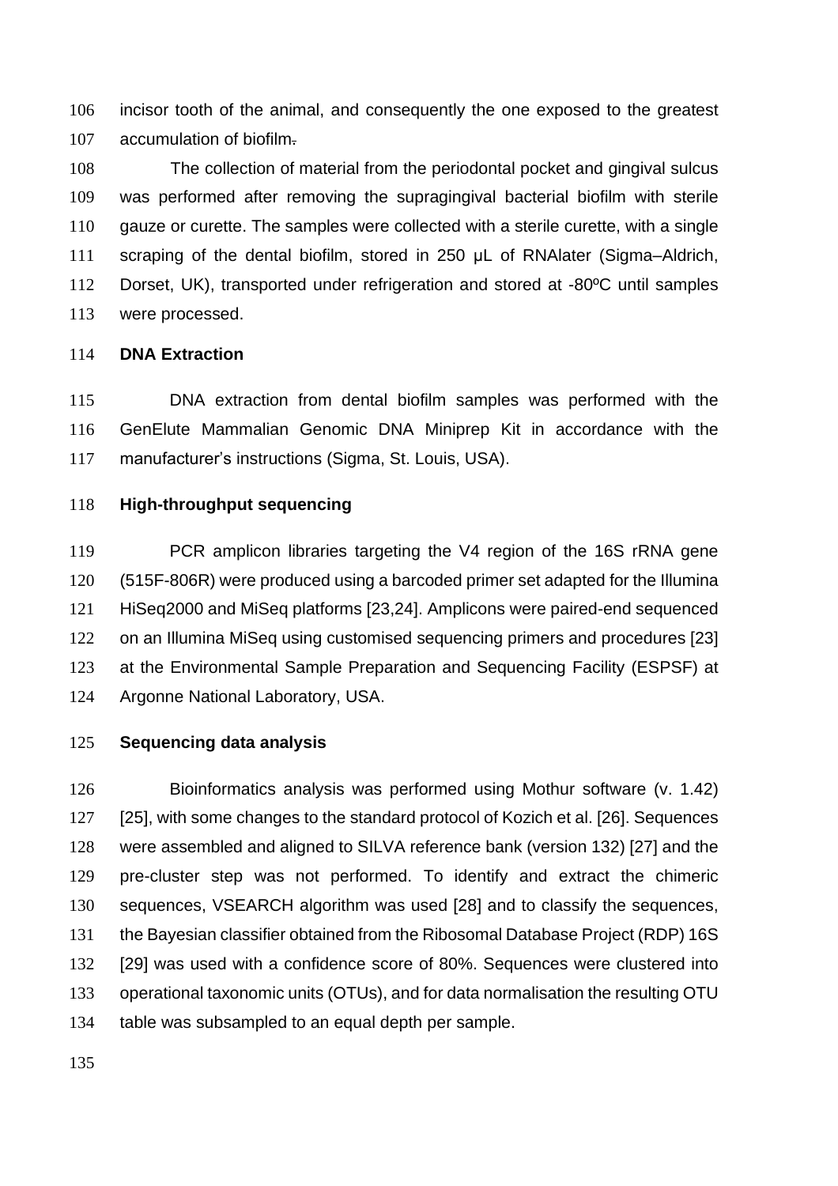incisor tooth of the animal, and consequently the one exposed to the greatest accumulation of biofilm.

The collection of material from the periodontal pocket and gingival sulcus was performed after removing the supragingival bacterial biofilm with sterile gauze or curette. The samples were collected with a sterile curette, with a single scraping of the dental biofilm, stored in 250 µL of RNAlater (Sigma–Aldrich, Dorset, UK), transported under refrigeration and stored at -80ºC until samples were processed.

**DNA Extraction**

DNA extraction from dental biofilm samples was performed with the GenElute Mammalian Genomic DNA Miniprep Kit in accordance with the manufacturer's instructions (Sigma, St. Louis, USA).

**High-throughput sequencing**

PCR amplicon libraries targeting the V4 region of the 16S rRNA gene (515F-806R) were produced using a barcoded primer set adapted for the Illumina HiSeq2000 and MiSeq platforms [23,24]. Amplicons were paired-end sequenced on an Illumina MiSeq using customised sequencing primers and procedures [23] at the Environmental Sample Preparation and Sequencing Facility (ESPSF) at Argonne National Laboratory, USA.

**Sequencing data analysis**

Bioinformatics analysis was performed using Mothur software (v. 1.42) [25], with some changes to the standard protocol of Kozich et al. [26]. Sequences were assembled and aligned to SILVA reference bank (version 132) [27] and the pre-cluster step was not performed. To identify and extract the chimeric sequences, VSEARCH algorithm was used [28] and to classify the sequences, the Bayesian classifier obtained from the Ribosomal Database Project (RDP) 16S [29] was used with a confidence score of 80%. Sequences were clustered into operational taxonomic units (OTUs), and for data normalisation the resulting OTU table was subsampled to an equal depth per sample.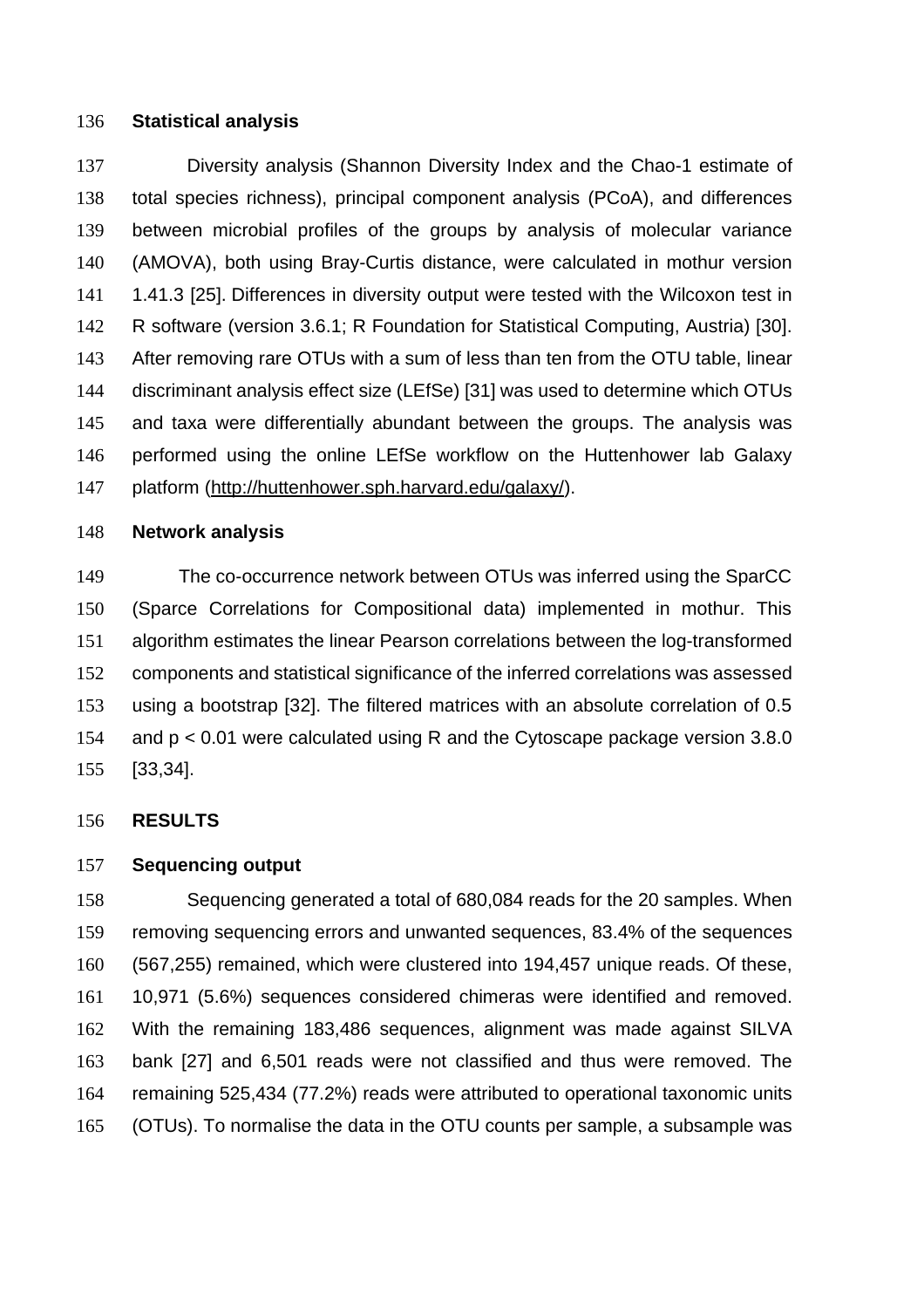### Statistical analysis

Diversity analysis (Shannon Diversity Index and the Chao-1 estimate of total species richness), principal component analysis (PCoA), and differences between microbial profiles of the groups by analysis of molecular variance (AMOVA), both using Bray-Curtis distance, were calculated in mothur version 1.41.3 [25]. Differences in diversity output were tested with the Wilcoxon test in R software (version 3.6.1; R Foundation for Statistical Computing, Austria) [30]. After removing rare OTUs with a sum of less than ten from the OTU table, linear discriminant analysis effect size (LEfSe) [31] was used to determine which OTUs and taxa were differentially abundant between the groups. The analysis was performed using the online LEfSe workflow on the Huttenhower lab Galaxy platform (http://huttenhower.sph.harvard.edu/galaxy/).

### Network analysis

The co-occurrence network between OTUs was inferred using the SparCC (Sparce Correlations for Compositional data) implemented in mothur. This algorithm estimates the linear Pearson correlations between the log-transformed components and statistical significance of the inferred correlations was assessed using a bootstrap [32]. The filtered matrices with an absolute correlation of 0.5 and $p < 0.01$ were calculated using R and the Cytoscape package version 3.8.0 [33,34].

## RESULTS

### Sequencing output

Sequencing generated a total of 680,084 reads for the 20 samples. When removing sequencing errors and unwanted sequences, 83.4% of the sequences (567,255) remained, which were clustered into 194,457 unique reads. Of these, 10,971 (5.6%) sequences considered chimeras were identified and removed. With the remaining 183,486 sequences, alignment was made against SILVA bank [27] and 6,501 reads were not classified and thus were removed. The remaining 525,434 (77.2%) reads were attributed to operational taxonomic units (OTUs). To normalise the data in the OTU counts per sample, a subsample was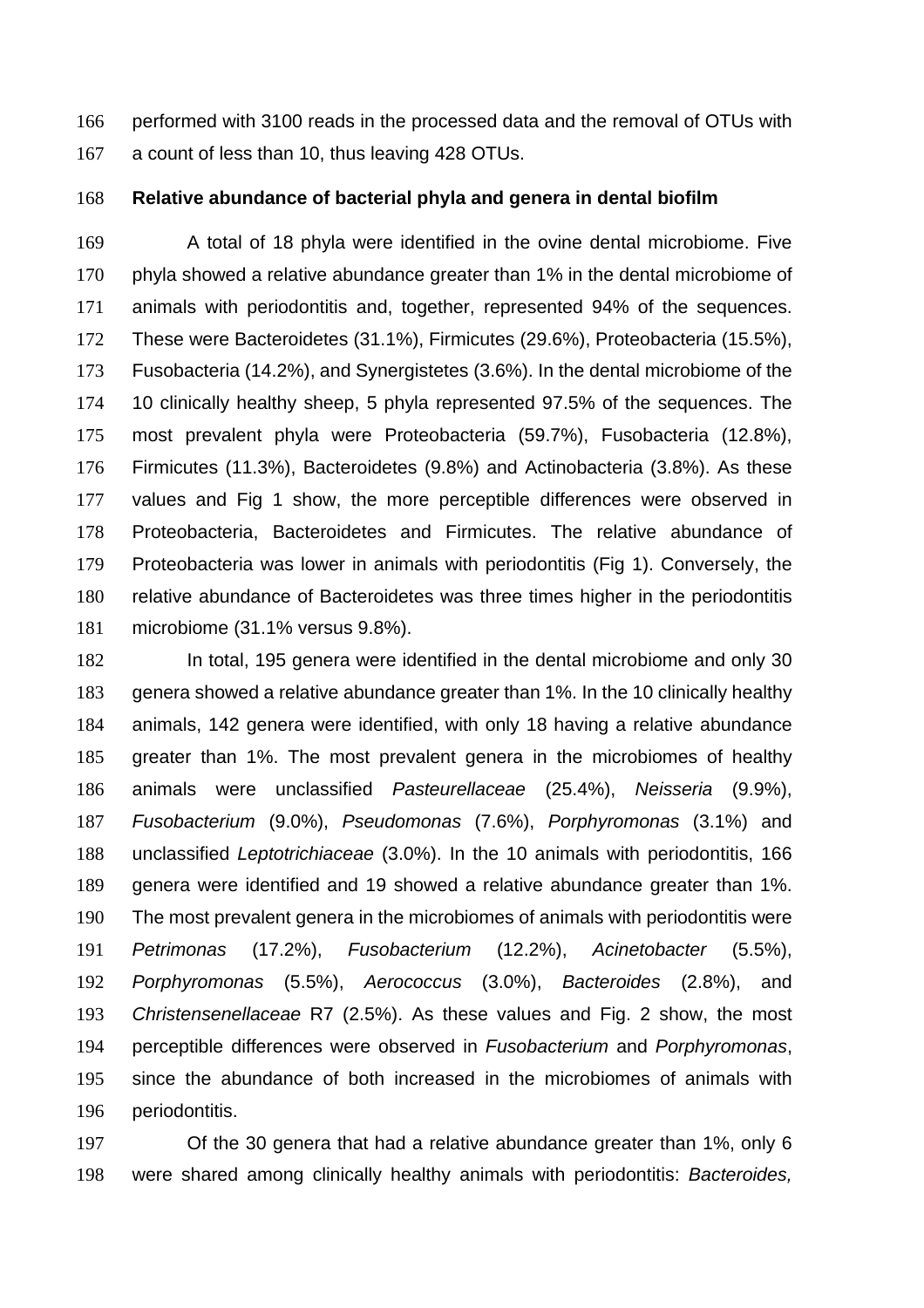performed with 3100 reads in the processed data and the removal of OTUs with a count of less than 10, thus leaving 428 OTUs.

**Relative abundance of bacterial phyla and genera in dental biofilm**

A total of 18 phyla were identified in the ovine dental microbiome. Five phyla showed a relative abundance greater than 1% in the dental microbiome of animals with periodontitis and, together, represented 94% of the sequences. These were Bacteroidetes (31.1%), Firmicutes (29.6%), Proteobacteria (15.5%), Fusobacteria (14.2%), and Synergistetes (3.6%). In the dental microbiome of the 10 clinically healthy sheep, 5 phyla represented 97.5% of the sequences. The most prevalent phyla were Proteobacteria (59.7%), Fusobacteria (12.8%), Firmicutes (11.3%), Bacteroidetes (9.8%) and Actinobacteria (3.8%). As these values and Fig 1 show, the more perceptible differences were observed in Proteobacteria, Bacteroidetes and Firmicutes. The relative abundance of Proteobacteria was lower in animals with periodontitis (Fig 1). Conversely, the relative abundance of Bacteroidetes was three times higher in the periodontitis microbiome (31.1% versus 9.8%).

In total, 195 genera were identified in the dental microbiome and only 30 genera showed a relative abundance greater than 1%. In the 10 clinically healthy animals, 142 genera were identified, with only 18 having a relative abundance greater than 1%. The most prevalent genera in the microbiomes of healthy animals were unclassified *Pasteurellaceae* (25.4%), *Neisseria* (9.9%), *Fusobacterium* (9.0%), *Pseudomonas* (7.6%), *Porphyromonas* (3.1%) and unclassified *Leptotrichiaceae* (3.0%). In the 10 animals with periodontitis, 166 genera were identified and 19 showed a relative abundance greater than 1%. The most prevalent genera in the microbiomes of animals with periodontitis were *Petrimonas* (17.2%), *Fusobacterium* (12.2%), *Acinetobacter* (5.5%), *Porphyromonas* (5.5%), *Aerococcus* (3.0%), *Bacteroides* (2.8%), and *Christensenellaceae* R7 (2.5%). As these values and Fig. 2 show, the most perceptible differences were observed in *Fusobacterium* and *Porphyromonas*, since the abundance of both increased in the microbiomes of animals with periodontitis.

Of the 30 genera that had a relative abundance greater than 1%, only 6 were shared among clinically healthy animals with periodontitis: *Bacteroides,*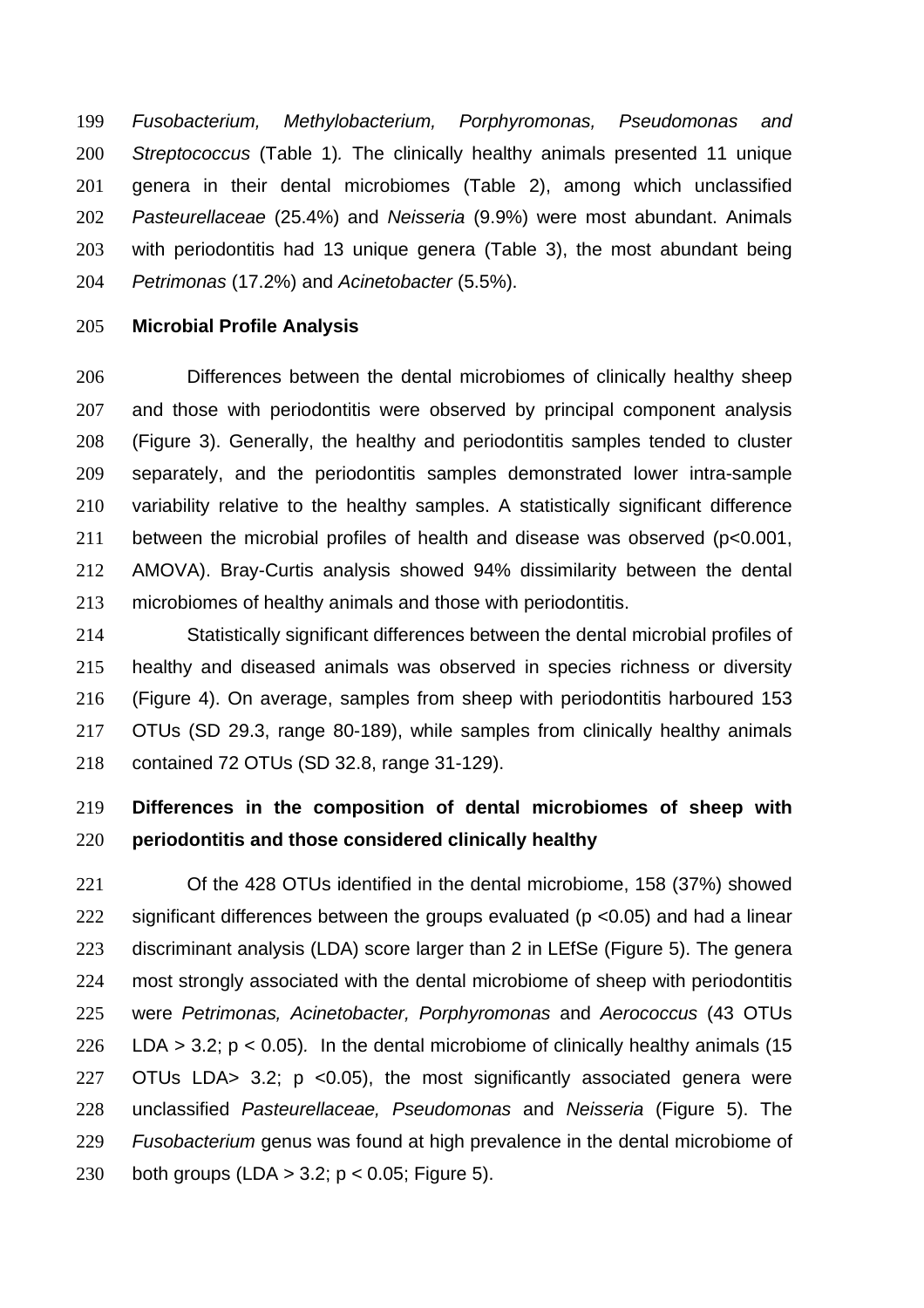*Fusobacterium, Methylobacterium, Porphyromonas, Pseudomonas* and *Streptococcus* (Table 1). The clinically healthy animals presented 11 unique genera in their dental microbiomes (Table 2), among which unclassified *Pasteurellaceae* (25.4%) and *Neisseria* (9.9%) were most abundant. Animals with periodontitis had 13 unique genera (Table 3), the most abundant being *Petrimonas* (17.2%) and *Acinetobacter* (5.5%).

**Microbial Profile Analysis**

Differences between the dental microbiomes of clinically healthy sheep and those with periodontitis were observed by principal component analysis (Figure 3). Generally, the healthy and periodontitis samples tended to cluster separately, and the periodontitis samples demonstrated lower intra-sample variability relative to the healthy samples. A statistically significant difference between the microbial profiles of health and disease was observed ($p<0.001$, AMOVA). Bray-Curtis analysis showed 94% dissimilarity between the dental microbiomes of healthy animals and those with periodontitis.

Statistically significant differences between the dental microbial profiles of healthy and diseased animals was observed in species richness or diversity (Figure 4). On average, samples from sheep with periodontitis harboured 153 OTUs (SD 29.3, range 80-189), while samples from clinically healthy animals contained 72 OTUs (SD 32.8, range 31-129).

**Differences in the composition of dental microbiomes of sheep with periodontitis and those considered clinically healthy**

Of the 428 OTUs identified in the dental microbiome, 158 (37%) showed significant differences between the groups evaluated ($p<0.05$) and had a linear discriminant analysis (LDA) score larger than 2 in LEfSe (Figure 5). The genera most strongly associated with the dental microbiome of sheep with periodontitis were *Petrimonas, Acinetobacter, Porphyromonas* and *Aerococcus* (43 OTUs LDA $> 3.2$; $p < 0.05$). In the dental microbiome of clinically healthy animals (15 OTUs LDA$>$ 3.2; $p <0.05$), the most significantly associated genera were unclassified *Pasteurellaceae, Pseudomonas* and *Neisseria* (Figure 5). The *Fusobacterium* genus was found at high prevalence in the dental microbiome of both groups (LDA $> 3.2$; $p < 0.05$; Figure 5).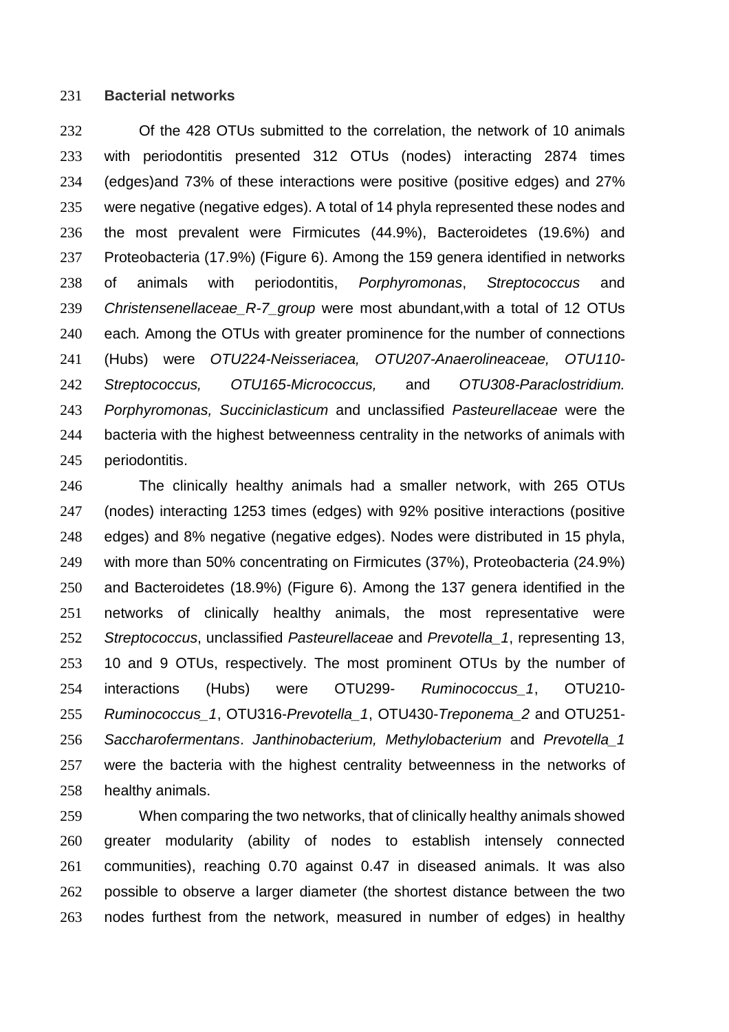**Bacterial networks**

Of the 428 OTUs submitted to the correlation, the network of 10 animals with periodontitis presented 312 OTUs (nodes) interacting 2874 times (edges)and 73% of these interactions were positive (positive edges) and 27% were negative (negative edges). A total of 14 phyla represented these nodes and the most prevalent were Firmicutes (44.9%), Bacteroidetes (19.6%) and Proteobacteria (17.9%) (Figure 6). Among the 159 genera identified in networks of animals with periodontitis, *Porphyromonas*, *Streptococcus* and *Christensenellaceae_R-7_group* were most abundant,with a total of 12 OTUs each. Among the OTUs with greater prominence for the number of connections (Hubs) were *OTU224-Neisseriacea, OTU207-Anaerolineaceae, OTU110-Streptococcus, OTU165-Micrococcus,* and *OTU308-Paraclostridium. Porphyromonas, Succiniclasticum* and unclassified *Pasteurellaceae* were the bacteria with the highest betweenness centrality in the networks of animals with periodontitis.

The clinically healthy animals had a smaller network, with 265 OTUs (nodes) interacting 1253 times (edges) with 92% positive interactions (positive edges) and 8% negative (negative edges). Nodes were distributed in 15 phyla, with more than 50% concentrating on Firmicutes (37%), Proteobacteria (24.9%) and Bacteroidetes (18.9%) (Figure 6). Among the 137 genera identified in the networks of clinically healthy animals, the most representative were *Streptococcus*, unclassified *Pasteurellaceae* and *Prevotella_1*, representing 13, 10 and 9 OTUs, respectively. The most prominent OTUs by the number of interactions (Hubs) were OTU299- *Ruminococcus_1*, OTU210-*Ruminococcus_1*, OTU316-*Prevotella_1*, OTU430-*Treponema_2* and OTU251-*Saccharofermentans*. *Janthinobacterium, Methylobacterium* and *Prevotella_1* were the bacteria with the highest centrality betweenness in the networks of healthy animals.

When comparing the two networks, that of clinically healthy animals showed greater modularity (ability of nodes to establish intensely connected communities), reaching 0.70 against 0.47 in diseased animals. It was also possible to observe a larger diameter (the shortest distance between the two nodes furthest from the network, measured in number of edges) in healthy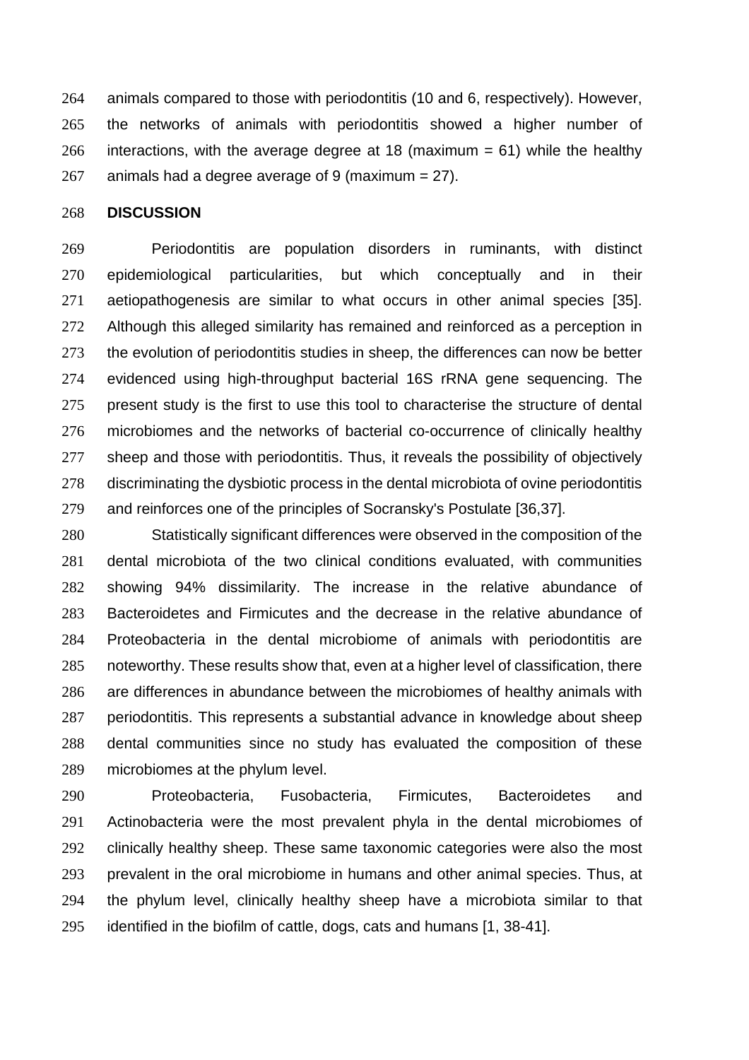animals compared to those with periodontitis (10 and 6, respectively). However, the networks of animals with periodontitis showed a higher number of interactions, with the average degree at 18 (maximum = 61) while the healthy animals had a degree average of 9 (maximum = 27).

## DISCUSSION

Periodontitis are population disorders in ruminants, with distinct epidemiological particularities, but which conceptually and in their aetiopathogenesis are similar to what occurs in other animal species [35]. Although this alleged similarity has remained and reinforced as a perception in the evolution of periodontitis studies in sheep, the differences can now be better evidenced using high-throughput bacterial 16S rRNA gene sequencing. The present study is the first to use this tool to characterise the structure of dental microbiomes and the networks of bacterial co-occurrence of clinically healthy sheep and those with periodontitis. Thus, it reveals the possibility of objectively discriminating the dysbiotic process in the dental microbiota of ovine periodontitis and reinforces one of the principles of Socransky's Postulate [36,37].

Statistically significant differences were observed in the composition of the dental microbiota of the two clinical conditions evaluated, with communities showing 94% dissimilarity. The increase in the relative abundance of Bacteroidetes and Firmicutes and the decrease in the relative abundance of Proteobacteria in the dental microbiome of animals with periodontitis are noteworthy. These results show that, even at a higher level of classification, there are differences in abundance between the microbiomes of healthy animals with periodontitis. This represents a substantial advance in knowledge about sheep dental communities since no study has evaluated the composition of these microbiomes at the phylum level.

Proteobacteria, Fusobacteria, Firmicutes, Bacteroidetes and Actinobacteria were the most prevalent phyla in the dental microbiomes of clinically healthy sheep. These same taxonomic categories were also the most prevalent in the oral microbiome in humans and other animal species. Thus, at the phylum level, clinically healthy sheep have a microbiota similar to that identified in the biofilm of cattle, dogs, cats and humans [1, 38-41].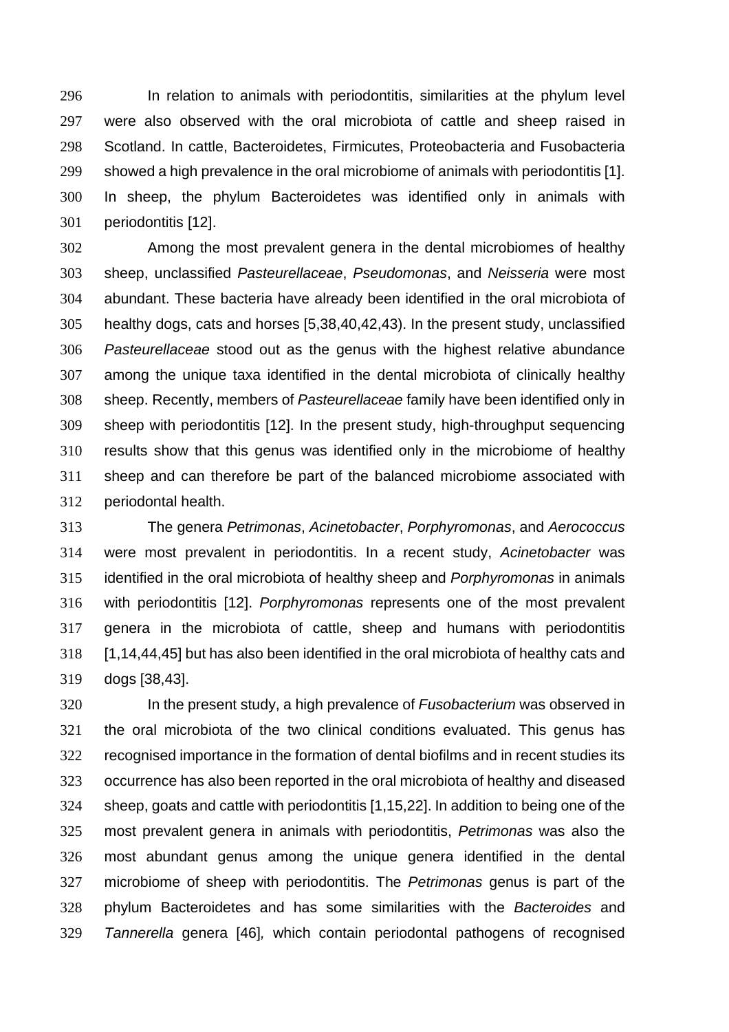In relation to animals with periodontitis, similarities at the phylum level were also observed with the oral microbiota of cattle and sheep raised in Scotland. In cattle, Bacteroidetes, Firmicutes, Proteobacteria and Fusobacteria showed a high prevalence in the oral microbiome of animals with periodontitis [1]. In sheep, the phylum Bacteroidetes was identified only in animals with periodontitis [12].

Among the most prevalent genera in the dental microbiomes of healthy sheep, unclassified *Pasteurellaceae*, *Pseudomonas*, and *Neisseria* were most abundant. These bacteria have already been identified in the oral microbiota of healthy dogs, cats and horses [5,38,40,42,43). In the present study, unclassified *Pasteurellaceae* stood out as the genus with the highest relative abundance among the unique taxa identified in the dental microbiota of clinically healthy sheep. Recently, members of *Pasteurellaceae* family have been identified only in sheep with periodontitis [12]. In the present study, high-throughput sequencing results show that this genus was identified only in the microbiome of healthy sheep and can therefore be part of the balanced microbiome associated with periodontal health.

The genera *Petrimonas*, *Acinetobacter*, *Porphyromonas*, and *Aerococcus* were most prevalent in periodontitis. In a recent study, *Acinetobacter* was identified in the oral microbiota of healthy sheep and *Porphyromonas* in animals with periodontitis [12]. *Porphyromonas* represents one of the most prevalent genera in the microbiota of cattle, sheep and humans with periodontitis [1,14,44,45] but has also been identified in the oral microbiota of healthy cats and dogs [38,43].

In the present study, a high prevalence of *Fusobacterium* was observed in the oral microbiota of the two clinical conditions evaluated. This genus has recognised importance in the formation of dental biofilms and in recent studies its occurrence has also been reported in the oral microbiota of healthy and diseased sheep, goats and cattle with periodontitis [1,15,22]. In addition to being one of the most prevalent genera in animals with periodontitis, *Petrimonas* was also the most abundant genus among the unique genera identified in the dental microbiome of sheep with periodontitis. The *Petrimonas* genus is part of the phylum Bacteroidetes and has some similarities with the *Bacteroides* and *Tannerella* genera [46], which contain periodontal pathogens of recognised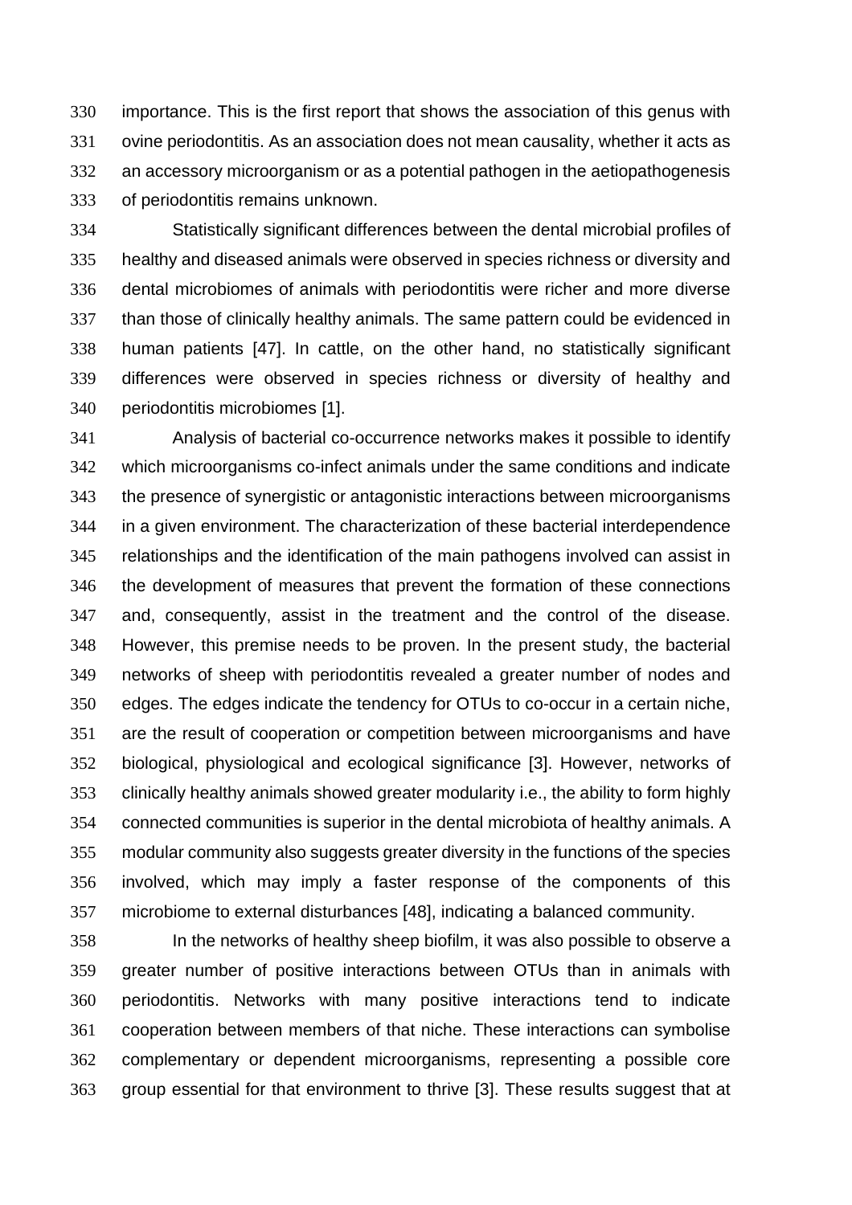importance. This is the first report that shows the association of this genus with ovine periodontitis. As an association does not mean causality, whether it acts as an accessory microorganism or as a potential pathogen in the aetiopathogenesis of periodontitis remains unknown.

Statistically significant differences between the dental microbial profiles of healthy and diseased animals were observed in species richness or diversity and dental microbiomes of animals with periodontitis were richer and more diverse than those of clinically healthy animals. The same pattern could be evidenced in human patients [47]. In cattle, on the other hand, no statistically significant differences were observed in species richness or diversity of healthy and periodontitis microbiomes [1].

Analysis of bacterial co-occurrence networks makes it possible to identify which microorganisms co-infect animals under the same conditions and indicate the presence of synergistic or antagonistic interactions between microorganisms in a given environment. The characterization of these bacterial interdependence relationships and the identification of the main pathogens involved can assist in the development of measures that prevent the formation of these connections and, consequently, assist in the treatment and the control of the disease. However, this premise needs to be proven. In the present study, the bacterial networks of sheep with periodontitis revealed a greater number of nodes and edges. The edges indicate the tendency for OTUs to co-occur in a certain niche, are the result of cooperation or competition between microorganisms and have biological, physiological and ecological significance [3]. However, networks of clinically healthy animals showed greater modularity i.e., the ability to form highly connected communities is superior in the dental microbiota of healthy animals. A modular community also suggests greater diversity in the functions of the species involved, which may imply a faster response of the components of this microbiome to external disturbances [48], indicating a balanced community.

In the networks of healthy sheep biofilm, it was also possible to observe a greater number of positive interactions between OTUs than in animals with periodontitis. Networks with many positive interactions tend to indicate cooperation between members of that niche. These interactions can symbolise complementary or dependent microorganisms, representing a possible core group essential for that environment to thrive [3]. These results suggest that at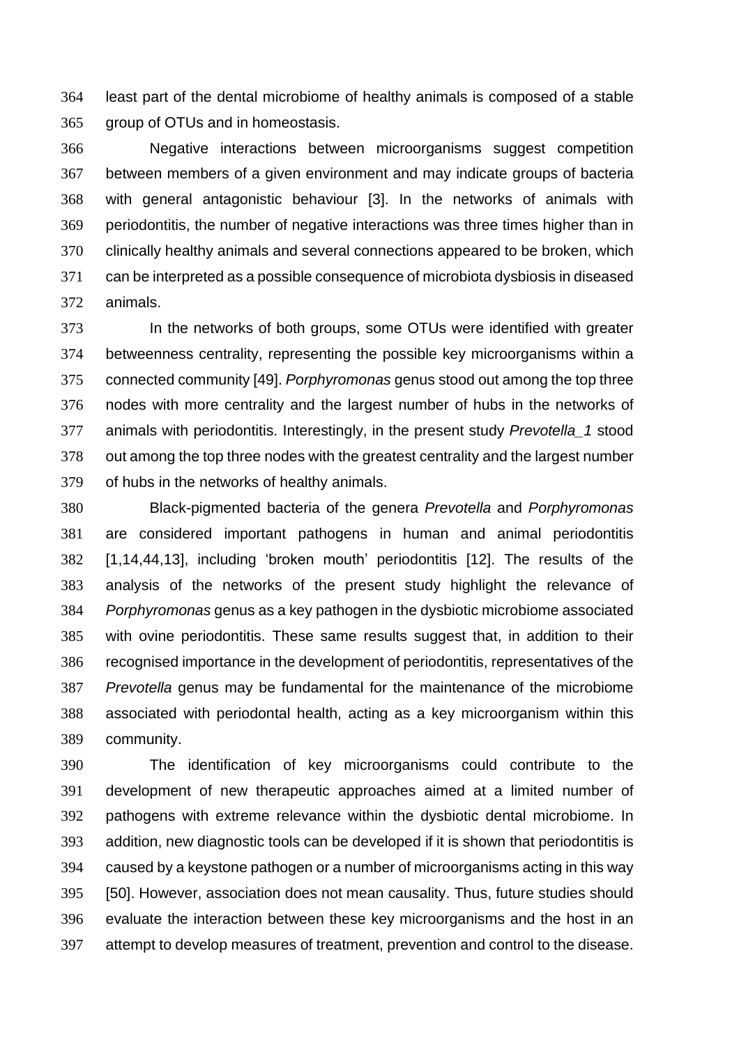least part of the dental microbiome of healthy animals is composed of a stable group of OTUs and in homeostasis.

Negative interactions between microorganisms suggest competition between members of a given environment and may indicate groups of bacteria with general antagonistic behaviour [3]. In the networks of animals with periodontitis, the number of negative interactions was three times higher than in clinically healthy animals and several connections appeared to be broken, which can be interpreted as a possible consequence of microbiota dysbiosis in diseased animals.

In the networks of both groups, some OTUs were identified with greater betweenness centrality, representing the possible key microorganisms within a connected community [49]. *Porphyromonas* genus stood out among the top three nodes with more centrality and the largest number of hubs in the networks of animals with periodontitis. Interestingly, in the present study *Prevotella_1* stood out among the top three nodes with the greatest centrality and the largest number of hubs in the networks of healthy animals.

Black-pigmented bacteria of the genera *Prevotella* and *Porphyromonas* are considered important pathogens in human and animal periodontitis [1,14,44,13], including 'broken mouth' periodontitis [12]. The results of the analysis of the networks of the present study highlight the relevance of *Porphyromonas* genus as a key pathogen in the dysbiotic microbiome associated with ovine periodontitis. These same results suggest that, in addition to their recognised importance in the development of periodontitis, representatives of the *Prevotella* genus may be fundamental for the maintenance of the microbiome associated with periodontal health, acting as a key microorganism within this community.

The identification of key microorganisms could contribute to the development of new therapeutic approaches aimed at a limited number of pathogens with extreme relevance within the dysbiotic dental microbiome. In addition, new diagnostic tools can be developed if it is shown that periodontitis is caused by a keystone pathogen or a number of microorganisms acting in this way [50]. However, association does not mean causality. Thus, future studies should evaluate the interaction between these key microorganisms and the host in an attempt to develop measures of treatment, prevention and control to the disease.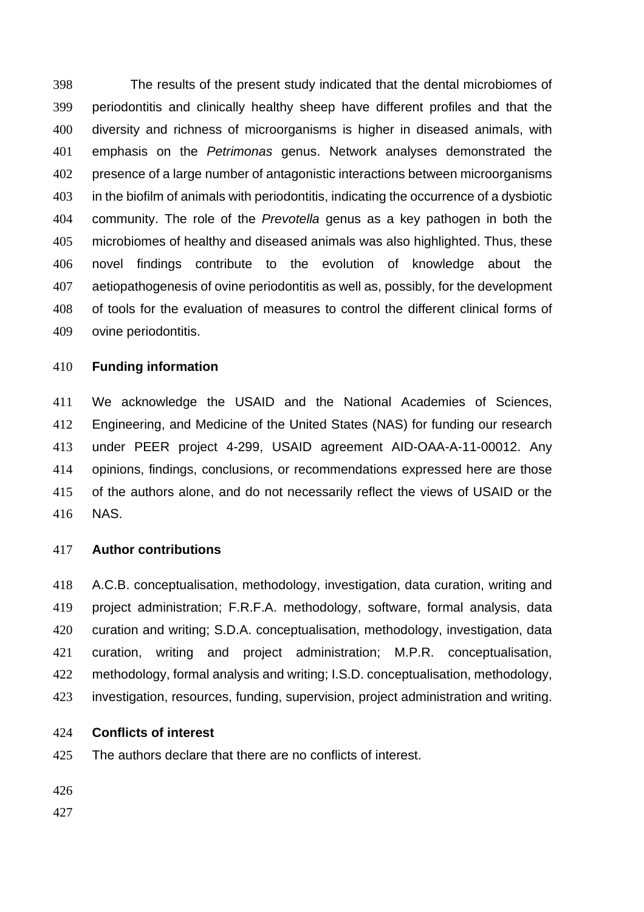The results of the present study indicated that the dental microbiomes of periodontitis and clinically healthy sheep have different profiles and that the diversity and richness of microorganisms is higher in diseased animals, with emphasis on the *Petrimonas* genus. Network analyses demonstrated the presence of a large number of antagonistic interactions between microorganisms in the biofilm of animals with periodontitis, indicating the occurrence of a dysbiotic community. The role of the *Prevotella* genus as a key pathogen in both the microbiomes of healthy and diseased animals was also highlighted. Thus, these novel findings contribute to the evolution of knowledge about the aetiopathogenesis of ovine periodontitis as well as, possibly, for the development of tools for the evaluation of measures to control the different clinical forms of ovine periodontitis.

**Funding information**

We acknowledge the USAID and the National Academies of Sciences, Engineering, and Medicine of the United States (NAS) for funding our research under PEER project 4-299, USAID agreement AID-OAA-A-11-00012. Any opinions, findings, conclusions, or recommendations expressed here are those of the authors alone, and do not necessarily reflect the views of USAID or the NAS.

**Author contributions**

A.C.B. conceptualisation, methodology, investigation, data curation, writing and project administration; F.R.F.A. methodology, software, formal analysis, data curation and writing; S.D.A. conceptualisation, methodology, investigation, data curation, writing and project administration; M.P.R. conceptualisation, methodology, formal analysis and writing; I.S.D. conceptualisation, methodology, investigation, resources, funding, supervision, project administration and writing.

**Conflicts of interest**

The authors declare that there are no conflicts of interest.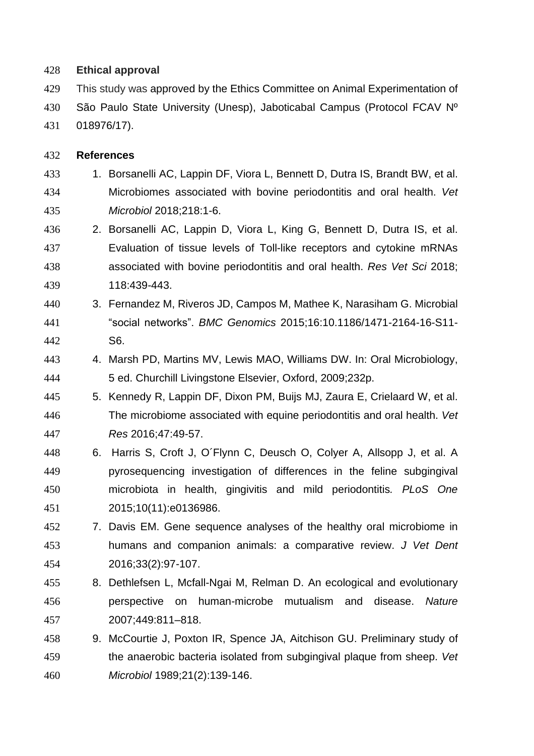**Ethical approval**

This study was approved by the Ethics Committee on Animal Experimentation of São Paulo State University (Unesp), Jaboticabal Campus (Protocol FCAV Nº 018976/17).

**References**

1. Borsanelli AC, Lappin DF, Viora L, Bennett D, Dutra IS, Brandt BW, et al. Microbiomes associated with bovine periodontitis and oral health. *Vet Microbiol* 2018;218:1-6.
2. Borsanelli AC, Lappin D, Viora L, King G, Bennett D, Dutra IS, et al. Evaluation of tissue levels of Toll-like receptors and cytokine mRNAs associated with bovine periodontitis and oral health. *Res Vet Sci* 2018; 118:439-443.
3. Fernandez M, Riveros JD, Campos M, Mathee K, Narasiham G. Microbial "social networks". *BMC Genomics* 2015;16:10.1186/1471-2164-16-S11-S6.
4. Marsh PD, Martins MV, Lewis MAO, Williams DW. In: Oral Microbiology, 5 ed. Churchill Livingstone Elsevier, Oxford, 2009;232p.
5. Kennedy R, Lappin DF, Dixon PM, Buijs MJ, Zaura E, Crielaard W, et al. The microbiome associated with equine periodontitis and oral health. *Vet Res* 2016;47:49-57.
6. Harris S, Croft J, O´Flynn C, Deusch O, Colyer A, Allsopp J, et al. A pyrosequencing investigation of differences in the feline subgingival microbiota in health, gingivitis and mild periodontitis. *PLoS One* 2015;10(11):e0136986.
7. Davis EM. Gene sequence analyses of the healthy oral microbiome in humans and companion animals: a comparative review. *J Vet Dent* 2016;33(2):97-107.
8. Dethlefsen L, Mcfall-Ngai M, Relman D. An ecological and evolutionary perspective on human-microbe mutualism and disease. *Nature* 2007;449:811–818.
9. McCourtie J, Poxton IR, Spence JA, Aitchison GU. Preliminary study of the anaerobic bacteria isolated from subgingival plaque from sheep. *Vet Microbiol* 1989;21(2):139-146.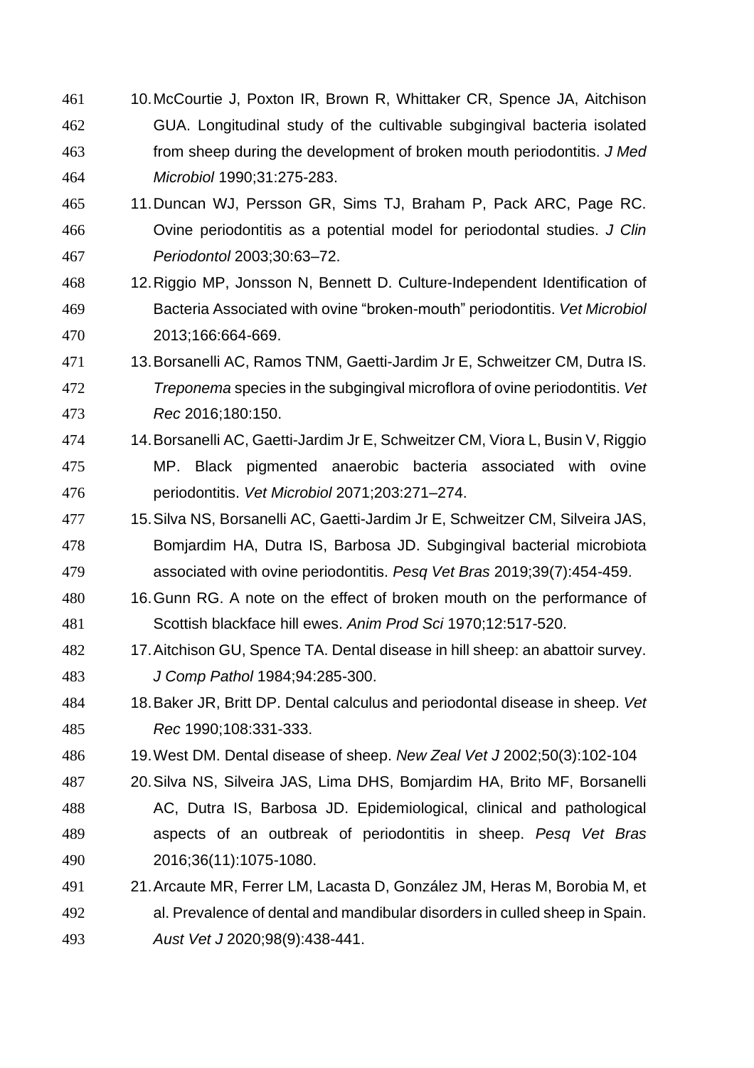10. McCourtie J, Poxton IR, Brown R, Whittaker CR, Spence JA, Aitchison GUA. Longitudinal study of the cultivable subgingival bacteria isolated from sheep during the development of broken mouth periodontitis. *J Med Microbiol* 1990;31:275-283.
11. Duncan WJ, Persson GR, Sims TJ, Braham P, Pack ARC, Page RC. Ovine periodontitis as a potential model for periodontal studies. *J Clin Periodontol* 2003;30:63–72.
12. Riggio MP, Jonsson N, Bennett D. Culture-Independent Identification of Bacteria Associated with ovine "broken-mouth" periodontitis. *Vet Microbiol* 2013;166:664-669.
13. Borsanelli AC, Ramos TNM, Gaetti-Jardim Jr E, Schweitzer CM, Dutra IS. *Treponema* species in the subgingival microflora of ovine periodontitis. *Vet Rec* 2016;180:150.
14. Borsanelli AC, Gaetti-Jardim Jr E, Schweitzer CM, Viora L, Busin V, Riggio MP. Black pigmented anaerobic bacteria associated with ovine periodontitis. *Vet Microbiol* 2071;203:271–274.
15. Silva NS, Borsanelli AC, Gaetti-Jardim Jr E, Schweitzer CM, Silveira JAS, Bomjardim HA, Dutra IS, Barbosa JD. Subgingival bacterial microbiota associated with ovine periodontitis. *Pesq Vet Bras* 2019;39(7):454-459.
16. Gunn RG. A note on the effect of broken mouth on the performance of Scottish blackface hill ewes. *Anim Prod Sci* 1970;12:517-520.
17. Aitchison GU, Spence TA. Dental disease in hill sheep: an abattoir survey. *J Comp Pathol* 1984;94:285-300.
18. Baker JR, Britt DP. Dental calculus and periodontal disease in sheep. *Vet Rec* 1990;108:331-333.
19. West DM. Dental disease of sheep. *New Zeal Vet J* 2002;50(3):102-104
20. Silva NS, Silveira JAS, Lima DHS, Bomjardim HA, Brito MF, Borsanelli AC, Dutra IS, Barbosa JD. Epidemiological, clinical and pathological aspects of an outbreak of periodontitis in sheep. *Pesq Vet Bras* 2016;36(11):1075-1080.
21. Arcaute MR, Ferrer LM, Lacasta D, González JM, Heras M, Borobia M, et al. Prevalence of dental and mandibular disorders in culled sheep in Spain. *Aust Vet J* 2020;98(9):438-441.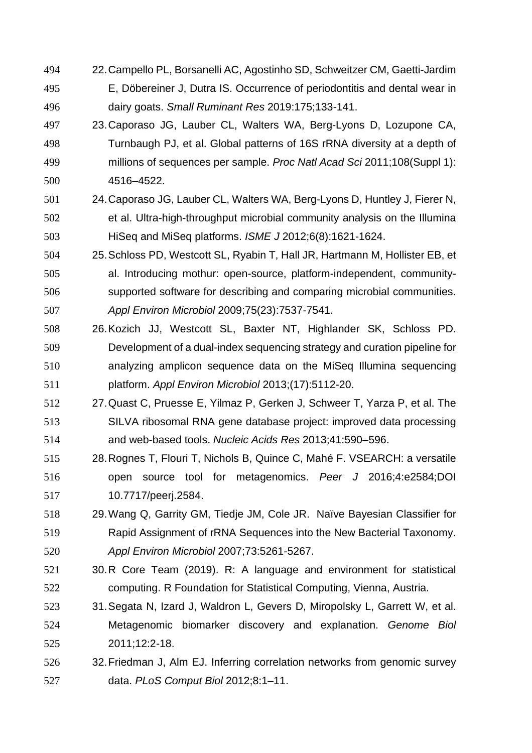22. Campello PL, Borsanelli AC, Agostinho SD, Schweitzer CM, Gaetti-Jardim E, Döbereiner J, Dutra IS. Occurrence of periodontitis and dental wear in dairy goats. *Small Ruminant Res* 2019:175;133-141.
23. Caporaso JG, Lauber CL, Walters WA, Berg-Lyons D, Lozupone CA, Turnbaugh PJ, et al. Global patterns of 16S rRNA diversity at a depth of millions of sequences per sample. *Proc Natl Acad Sci* 2011;108(Suppl 1): 4516–4522.
24. Caporaso JG, Lauber CL, Walters WA, Berg-Lyons D, Huntley J, Fierer N, et al. Ultra-high-throughput microbial community analysis on the Illumina HiSeq and MiSeq platforms. *ISME J* 2012;6(8):1621-1624.
25. Schloss PD, Westcott SL, Ryabin T, Hall JR, Hartmann M, Hollister EB, et al. Introducing mothur: open-source, platform-independent, community-supported software for describing and comparing microbial communities. *Appl Environ Microbiol* 2009;75(23):7537-7541.
26. Kozich JJ, Westcott SL, Baxter NT, Highlander SK, Schloss PD. Development of a dual-index sequencing strategy and curation pipeline for analyzing amplicon sequence data on the MiSeq Illumina sequencing platform. *Appl Environ Microbiol* 2013;(17):5112-20.
27. Quast C, Pruesse E, Yilmaz P, Gerken J, Schweer T, Yarza P, et al. The SILVA ribosomal RNA gene database project: improved data processing and web-based tools. *Nucleic Acids Res* 2013;41:590–596.
28. Rognes T, Flouri T, Nichols B, Quince C, Mahé F. VSEARCH: a versatile open source tool for metagenomics. *Peer J* 2016;4:e2584;DOI 10.7717/peerj.2584.
29. Wang Q, Garrity GM, Tiedje JM, Cole JR. Naïve Bayesian Classifier for Rapid Assignment of rRNA Sequences into the New Bacterial Taxonomy. *Appl Environ Microbiol* 2007;73:5261-5267.
30. R Core Team (2019). R: A language and environment for statistical computing. R Foundation for Statistical Computing, Vienna, Austria.
31. Segata N, Izard J, Waldron L, Gevers D, Miropolsky L, Garrett W, et al. Metagenomic biomarker discovery and explanation. *Genome Biol* 2011;12:2-18.
32. Friedman J, Alm EJ. Inferring correlation networks from genomic survey data. *PLoS Comput Biol* 2012;8:1–11.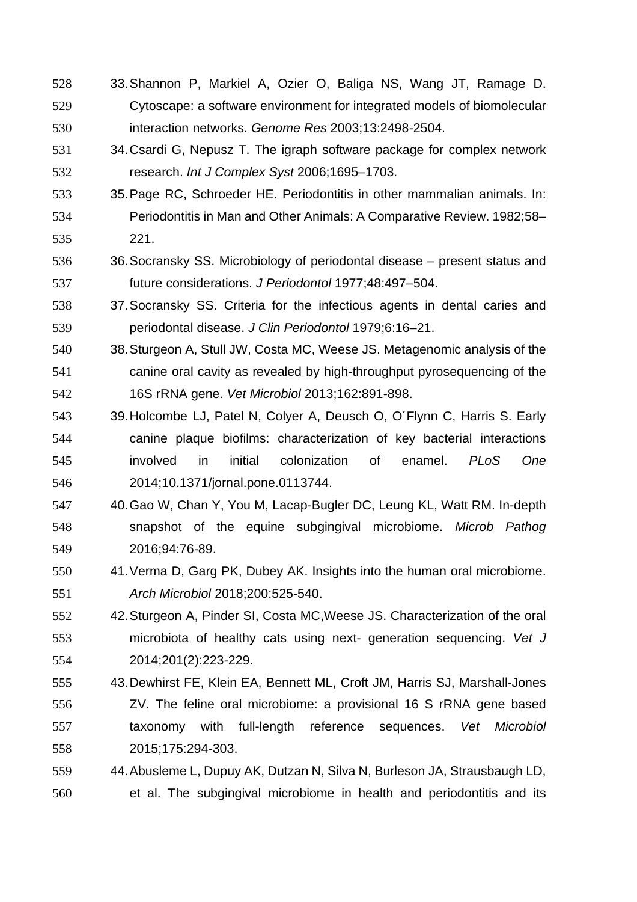33. Shannon P, Markiel A, Ozier O, Baliga NS, Wang JT, Ramage D. Cytoscape: a software environment for integrated models of biomolecular interaction networks. *Genome Res* 2003;13:2498-2504.
34. Csardi G, Nepusz T. The igraph software package for complex network research. *Int J Complex Syst* 2006;1695–1703.
35. Page RC, Schroeder HE. Periodontitis in other mammalian animals. In: Periodontitis in Man and Other Animals: A Comparative Review. 1982;58–221.
36. Socransky SS. Microbiology of periodontal disease – present status and future considerations. *J Periodontol* 1977;48:497–504.
37. Socransky SS. Criteria for the infectious agents in dental caries and periodontal disease. *J Clin Periodontol* 1979;6:16–21.
38. Sturgeon A, Stull JW, Costa MC, Weese JS. Metagenomic analysis of the canine oral cavity as revealed by high-throughput pyrosequencing of the 16S rRNA gene. *Vet Microbiol* 2013;162:891-898.
39. Holcombe LJ, Patel N, Colyer A, Deusch O, O´Flynn C, Harris S. Early canine plaque biofilms: characterization of key bacterial interactions involved in initial colonization of enamel. *PLoS One* 2014;10.1371/jornal.pone.0113744.
40. Gao W, Chan Y, You M, Lacap-Bugler DC, Leung KL, Watt RM. In-depth snapshot of the equine subgingival microbiome. *Microb Pathog* 2016;94:76-89.
41. Verma D, Garg PK, Dubey AK. Insights into the human oral microbiome. *Arch Microbiol* 2018;200:525-540.
42. Sturgeon A, Pinder SI, Costa MC,Weese JS. Characterization of the oral microbiota of healthy cats using next- generation sequencing. *Vet J* 2014;201(2):223-229.
43. Dewhirst FE, Klein EA, Bennett ML, Croft JM, Harris SJ, Marshall-Jones ZV. The feline oral microbiome: a provisional 16 S rRNA gene based taxonomy with full-length reference sequences. *Vet Microbiol* 2015;175:294-303.
44. Abusleme L, Dupuy AK, Dutzan N, Silva N, Burleson JA, Strausbaugh LD, et al. The subgingival microbiome in health and periodontitis and its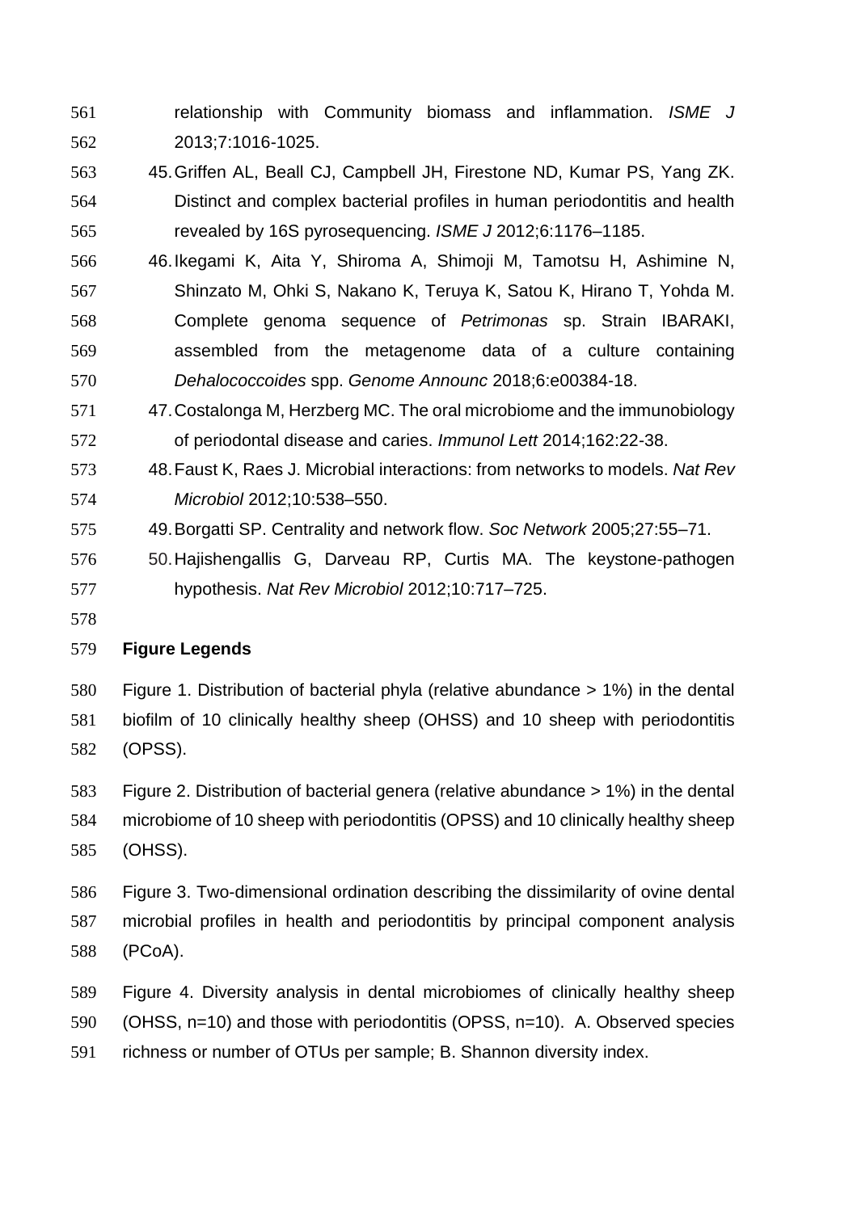relationship with Community biomass and inflammation. *ISME J* 2013;7:1016-1025.

45. Griffen AL, Beall CJ, Campbell JH, Firestone ND, Kumar PS, Yang ZK. Distinct and complex bacterial profiles in human periodontitis and health revealed by 16S pyrosequencing. *ISME J* 2012;6:1176–1185.
46. Ikegami K, Aita Y, Shiroma A, Shimoji M, Tamotsu H, Ashimine N, Shinzato M, Ohki S, Nakano K, Teruya K, Satou K, Hirano T, Yohda M. Complete genoma sequence of *Petrimonas* sp. Strain IBARAKI, assembled from the metagenome data of a culture containing *Dehalococcoides* spp. *Genome Announc* 2018;6:e00384-18.
47. Costalonga M, Herzberg MC. The oral microbiome and the immunobiology of periodontal disease and caries. *Immunol Lett* 2014;162:22-38.
48. Faust K, Raes J. Microbial interactions: from networks to models. *Nat Rev Microbiol* 2012;10:538–550.
49. Borgatti SP. Centrality and network flow. *Soc Network* 2005;27:55–71.
50. Hajishengallis G, Darveau RP, Curtis MA. The keystone-pathogen hypothesis. *Nat Rev Microbiol* 2012;10:717–725.

## Figure Legends

Figure 1. Distribution of bacterial phyla (relative abundance > 1%) in the dental biofilm of 10 clinically healthy sheep (OHSS) and 10 sheep with periodontitis (OPSS).

Figure 2. Distribution of bacterial genera (relative abundance > 1%) in the dental microbiome of 10 sheep with periodontitis (OPSS) and 10 clinically healthy sheep (OHSS).

Figure 3. Two-dimensional ordination describing the dissimilarity of ovine dental microbial profiles in health and periodontitis by principal component analysis (PCoA).

Figure 4. Diversity analysis in dental microbiomes of clinically healthy sheep (OHSS, n=10) and those with periodontitis (OPSS, n=10). A. Observed species richness or number of OTUs per sample; B. Shannon diversity index.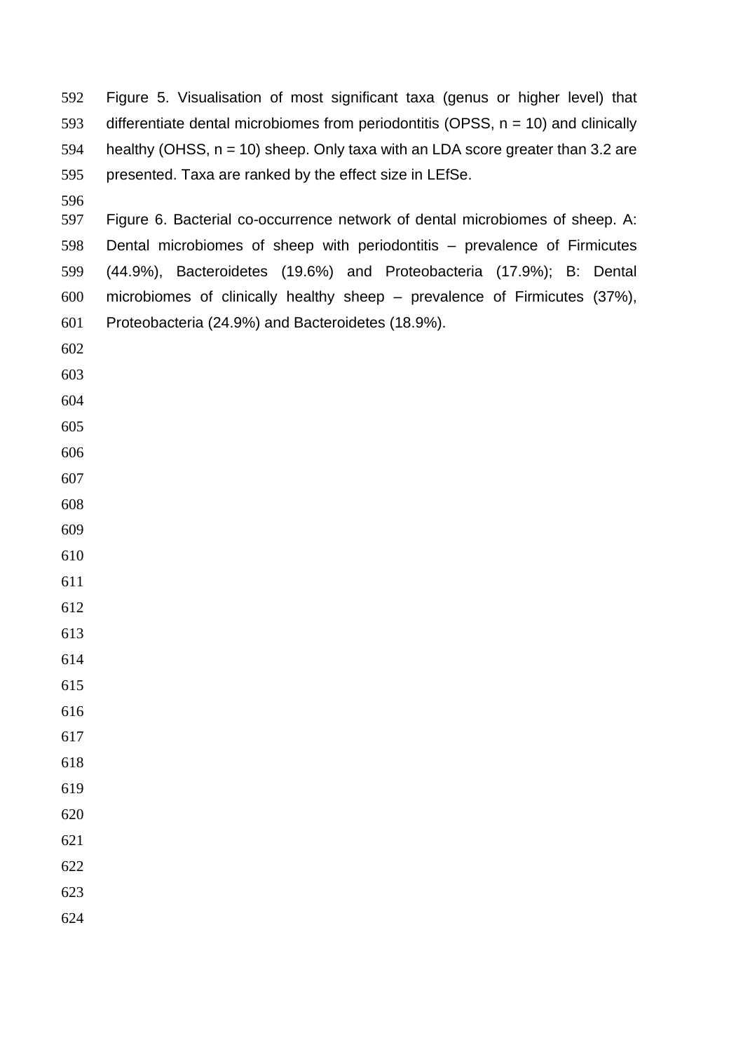Figure 5. Visualisation of most significant taxa (genus or higher level) that differentiate dental microbiomes from periodontitis (OPSS, n = 10) and clinically healthy (OHSS, n = 10) sheep. Only taxa with an LDA score greater than 3.2 are presented. Taxa are ranked by the effect size in LEfSe.

Figure 6. Bacterial co-occurrence network of dental microbiomes of sheep. A: Dental microbiomes of sheep with periodontitis – prevalence of Firmicutes (44.9%), Bacteroidetes (19.6%) and Proteobacteria (17.9%); B: Dental microbiomes of clinically healthy sheep – prevalence of Firmicutes (37%), Proteobacteria (24.9%) and Bacteroidetes (18.9%).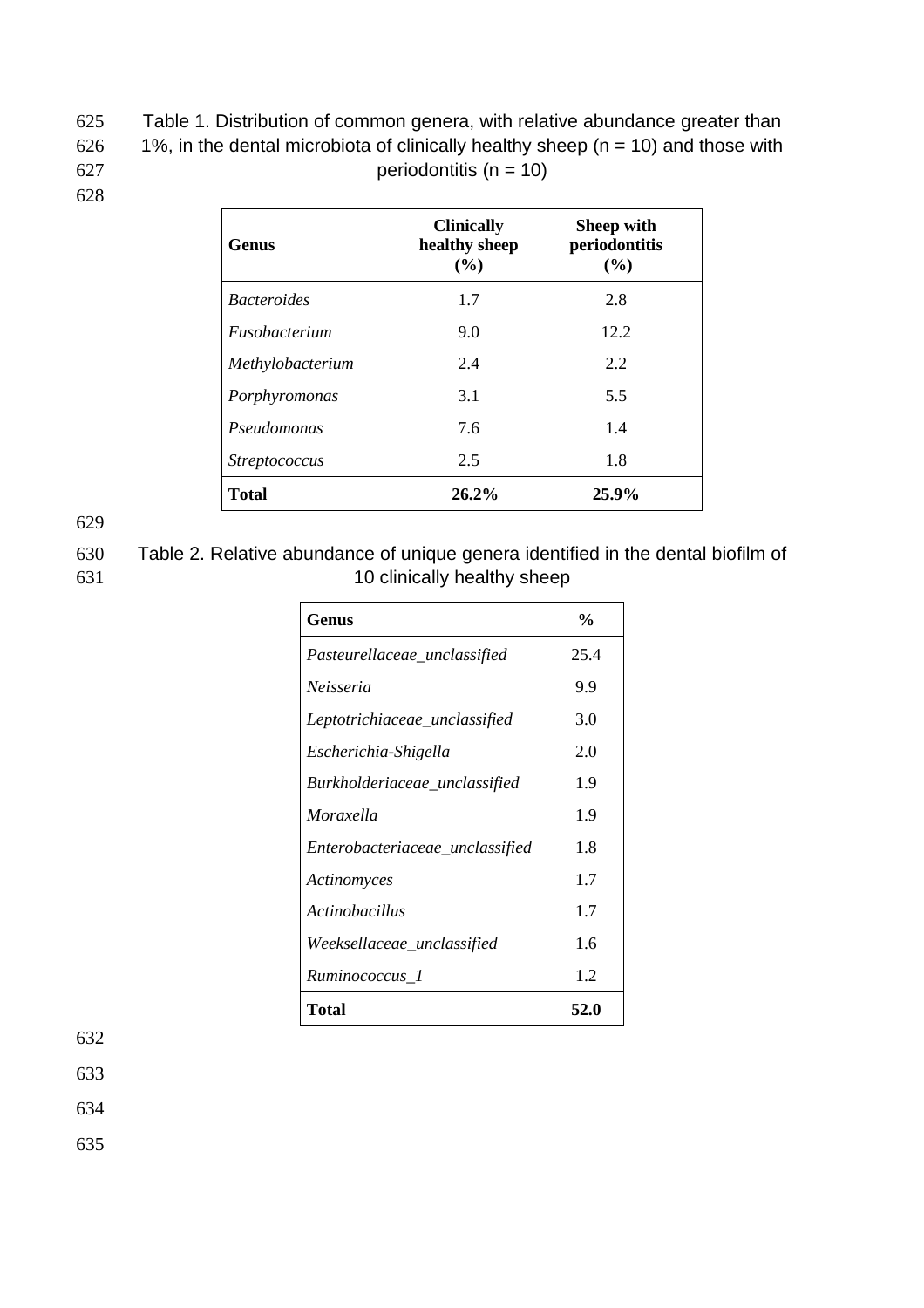Table 1. Distribution of common genera, with relative abundance greater than 1%, in the dental microbiota of clinically healthy sheep (n = 10) and those with periodontitis (n = 10)

| **Genus** | **Clinically healthy sheep (%)** | **Sheep with periodontitis (%)** |
|---|---|---|
| *Bacteroides* | 1.7 | 2.8 |
| *Fusobacterium* | 9.0 | 12.2 |
| *Methylobacterium* | 2.4 | 2.2 |
| *Porphyromonas* | 3.1 | 5.5 |
| *Pseudomonas* | 7.6 | 1.4 |
| *Streptococcus* | 2.5 | 1.8 |
| **Total** | **26.2%** | **25.9%** |

Table 2. Relative abundance of unique genera identified in the dental biofilm of 10 clinically healthy sheep

| **Genus** | **%** |
|---|---|
| *Pasteurellaceae_unclassified* | 25.4 |
| *Neisseria* | 9.9 |
| *Leptotrichiaceae_unclassified* | 3.0 |
| *Escherichia-Shigella* | 2.0 |
| *Burkholderiaceae_unclassified* | 1.9 |
| *Moraxella* | 1.9 |
| *Enterobacteriaceae_unclassified* | 1.8 |
| *Actinomyces* | 1.7 |
| *Actinobacillus* | 1.7 |
| *Weeksellaceae_unclassified* | 1.6 |
| *Ruminococcus_1* | 1.2 |
| **Total** | **52.0** |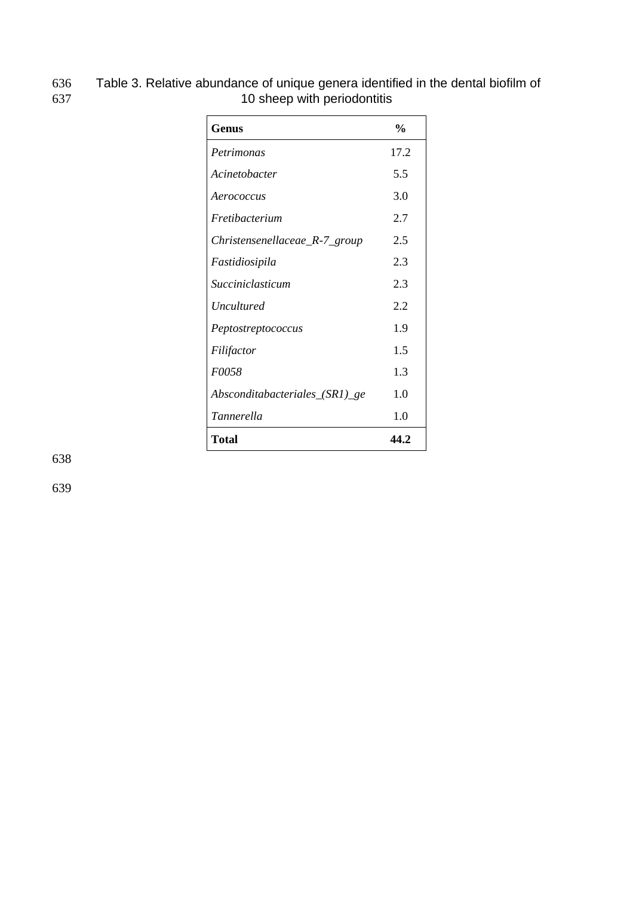Table 3. Relative abundance of unique genera identified in the dental biofilm of 10 sheep with periodontitis

| Genus | % |
|---|---|
| *Petrimonas* | 17.2 |
| *Acinetobacter* | 5.5 |
| *Aerococcus* | 3.0 |
| *Fretibacterium* | 2.7 |
| *Christensenellaceae_R-7_group* | 2.5 |
| *Fastidiosipila* | 2.3 |
| *Succiniclasticum* | 2.3 |
| *Uncultured* | 2.2 |
| *Peptostreptococcus* | 1.9 |
| *Filifactor* | 1.5 |
| *F0058* | 1.3 |
| *Absconditabacteriales_(SR1)_ge* | 1.0 |
| *Tannerella* | 1.0 |
| **Total** | **44.2** |